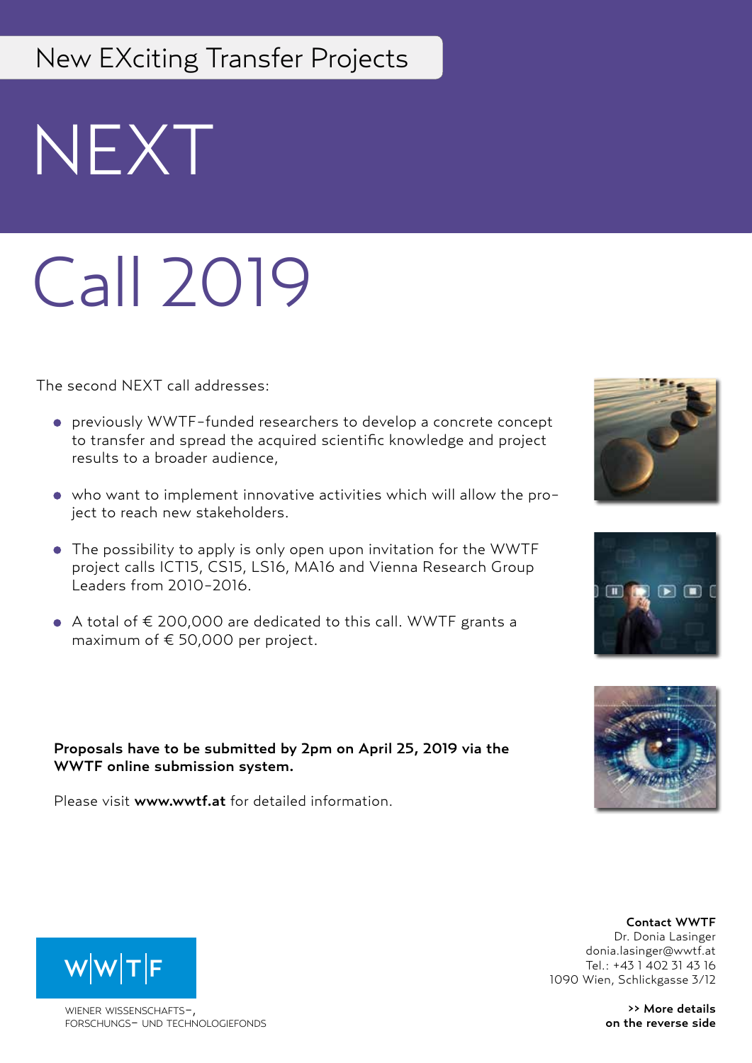New EXciting Transfer Projects

# NEXT

# Call 2019

The second NEXT call addresses:

- previously WWTF-funded researchers to develop a concrete concept to transfer and spread the acquired scientific knowledge and project results to a broader audience,
- who want to implement innovative activities which will allow the project to reach new stakeholders.
- The possibility to apply is only open upon invitation for the WWTF project calls ICT15, CS15, LS16, MA16 and Vienna Research Group Leaders from 2010-2016.
- A total of € 200,000 are dedicated to this call. WWTF grants a maximum of € 50,000 per project.

**Proposals have to be submitted by 2pm on April 25, 2019 via the WWTF online submission system.**

Please visit **www.wwtf.at** for detailed information.

WWTF

WIENER WISSENSCHAFTS-, FORSCHUNGS- UND TECHNOLOGIEFONDS

**Contact WWTF**
Dr. Donia Lasinger
donia.lasinger@wwtf.at
Tel.: +43 1 402 31 43 16
1090 Wien, Schlickgasse 3/12

**>> More details on the reverse side**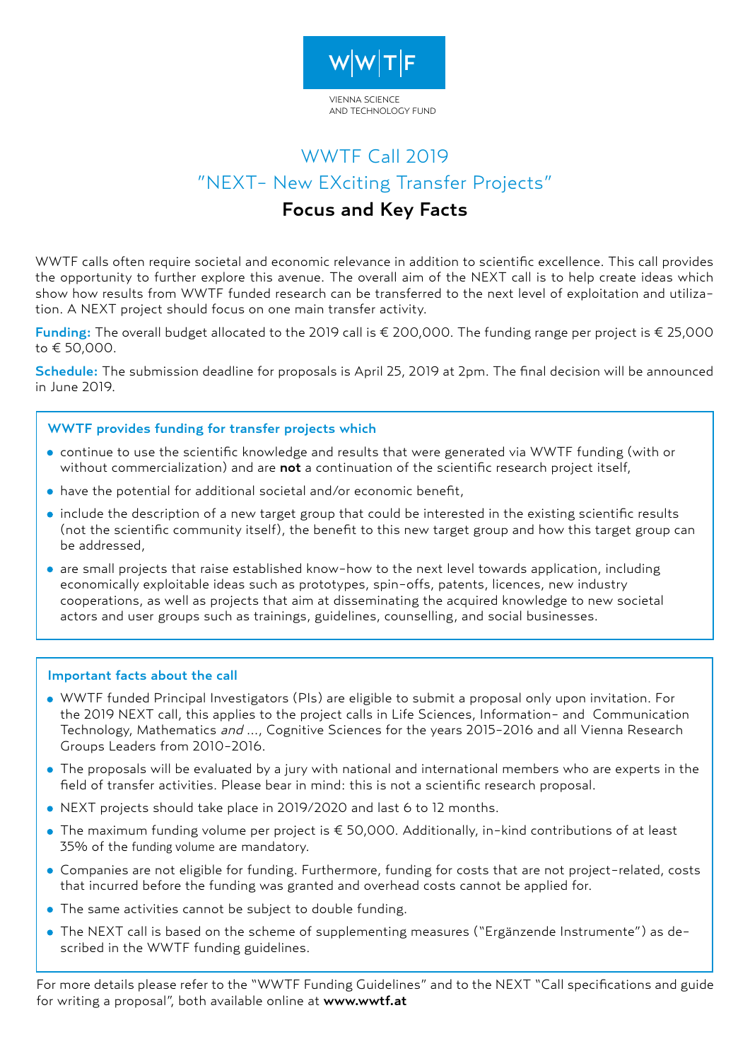W|W|T|F

VIENNA SCIENCE
AND TECHNOLOGY FUND

# WWTF Call 2019
# "NEXT– New EXciting Transfer Projects"

## Focus and Key Facts

WWTF calls often require societal and economic relevance in addition to scientific excellence. This call provides the opportunity to further explore this avenue. The overall aim of the NEXT call is to help create ideas which show how results from WWTF funded research can be transferred to the next level of exploitation and utilization. A NEXT project should focus on one main transfer activity.

**Funding:** The overall budget allocated to the 2019 call is € 200,000. The funding range per project is € 25,000 to € 50,000.

**Schedule:** The submission deadline for proposals is April 25, 2019 at 2pm. The final decision will be announced in June 2019.

### WWTF provides funding for transfer projects which

- continue to use the scientific knowledge and results that were generated via WWTF funding (with or without commercialization) and are **not** a continuation of the scientific research project itself,
- have the potential for additional societal and/or economic benefit,
- include the description of a new target group that could be interested in the existing scientific results (not the scientific community itself), the benefit to this new target group and how this target group can be addressed,
- are small projects that raise established know-how to the next level towards application, including economically exploitable ideas such as prototypes, spin-offs, patents, licences, new industry cooperations, as well as projects that aim at disseminating the acquired knowledge to new societal actors and user groups such as trainings, guidelines, counselling, and social businesses.

### Important facts about the call

- WWTF funded Principal Investigators (PIs) are eligible to submit a proposal only upon invitation. For the 2019 NEXT call, this applies to the project calls in Life Sciences, Information- and Communication Technology, Mathematics *and* ..., Cognitive Sciences for the years 2015-2016 and all Vienna Research Groups Leaders from 2010-2016.
- The proposals will be evaluated by a jury with national and international members who are experts in the field of transfer activities. Please bear in mind: this is not a scientific research proposal.
- NEXT projects should take place in 2019/2020 and last 6 to 12 months.
- The maximum funding volume per project is € 50,000. Additionally, in-kind contributions of at least 35% of the funding volume are mandatory.
- Companies are not eligible for funding. Furthermore, funding for costs that are not project-related, costs that incurred before the funding was granted and overhead costs cannot be applied for.
- The same activities cannot be subject to double funding.
- The NEXT call is based on the scheme of supplementing measures ("Ergänzende Instrumente") as described in the WWTF funding guidelines.

For more details please refer to the "WWTF Funding Guidelines" and to the NEXT "Call specifications and guide for writing a proposal", both available online at **www.wwtf.at**